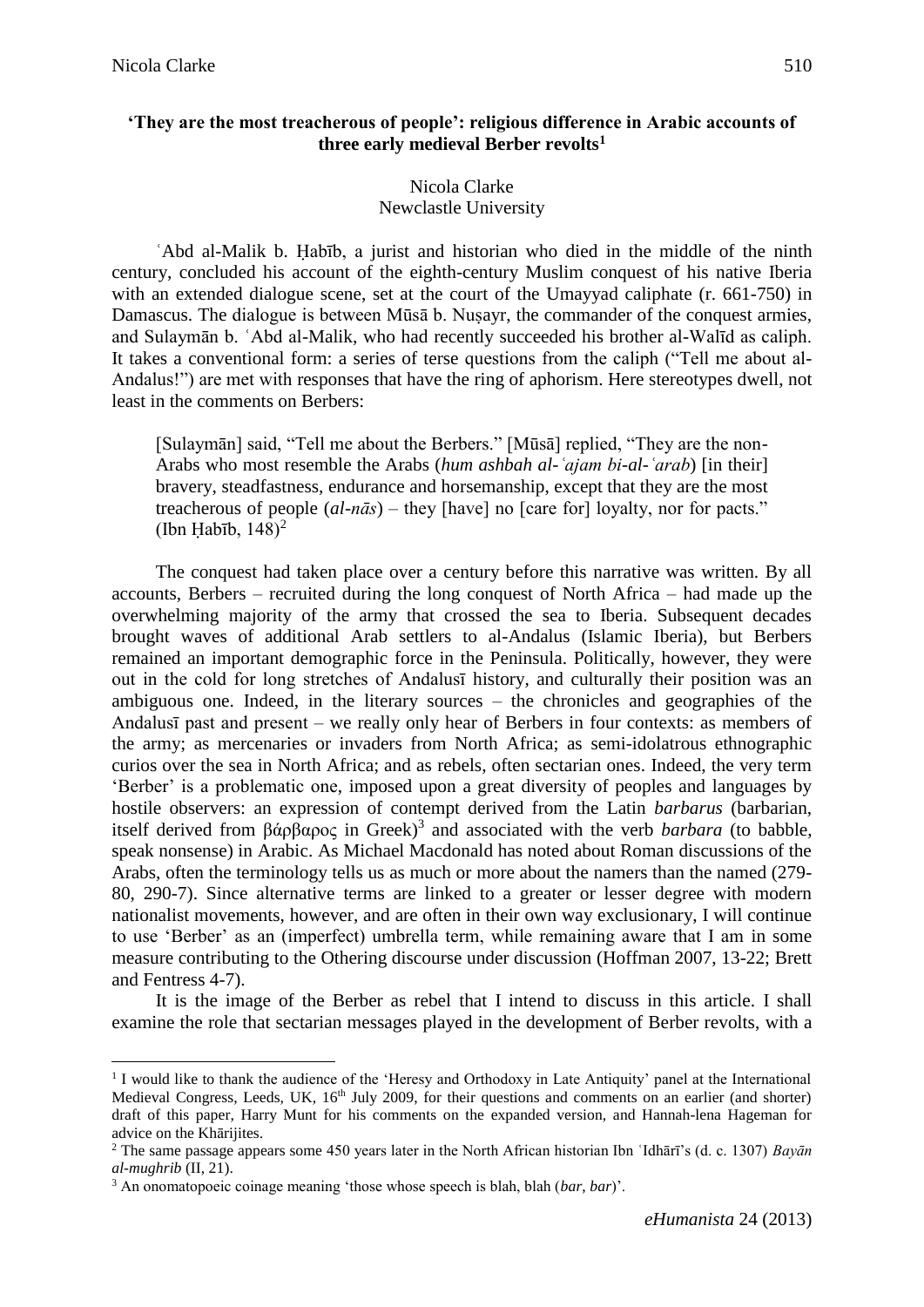# 'They are the most treacherous of people': religious difference in Arabic accounts of three early medieval Berber revolts[1]

Nicola Clarke
Newclastle University

ʿAbd al-Malik b. Ḥabīb, a jurist and historian who died in the middle of the ninth century, concluded his account of the eighth-century Muslim conquest of his native Iberia with an extended dialogue scene, set at the court of the Umayyad caliphate (r. 661-750) in Damascus. The dialogue is between Mūsā b. Nuṣayr, the commander of the conquest armies, and Sulaymān b. ʿAbd al-Malik, who had recently succeeded his brother al-Walīd as caliph. It takes a conventional form: a series of terse questions from the caliph ("Tell me about al-Andalus!") are met with responses that have the ring of aphorism. Here stereotypes dwell, not least in the comments on Berbers:

> [Sulaymān] said, "Tell me about the Berbers." [Mūsā] replied, "They are the non-Arabs who most resemble the Arabs (*hum ashbah al-ʿajam bi-al-ʿarab*) [in their] bravery, steadfastness, endurance and horsemanship, except that they are the most treacherous of people (*al-nās*) – they [have] no [care for] loyalty, nor for pacts." (Ibn Ḥabīb, 148)[2]

The conquest had taken place over a century before this narrative was written. By all accounts, Berbers – recruited during the long conquest of North Africa – had made up the overwhelming majority of the army that crossed the sea to Iberia. Subsequent decades brought waves of additional Arab settlers to al-Andalus (Islamic Iberia), but Berbers remained an important demographic force in the Peninsula. Politically, however, they were out in the cold for long stretches of Andalusī history, and culturally their position was an ambiguous one. Indeed, in the literary sources – the chronicles and geographies of the Andalusī past and present – we really only hear of Berbers in four contexts: as members of the army; as mercenaries or invaders from North Africa; as semi-idolatrous ethnographic curios over the sea in North Africa; and as rebels, often sectarian ones. Indeed, the very term 'Berber' is a problematic one, imposed upon a great diversity of peoples and languages by hostile observers: an expression of contempt derived from the Latin *barbarus* (barbarian, itself derived from βάρβαρος in Greek)[3] and associated with the verb *barbara* (to babble, speak nonsense) in Arabic. As Michael Macdonald has noted about Roman discussions of the Arabs, often the terminology tells us as much or more about the namers than the named (279-80, 290-7). Since alternative terms are linked to a greater or lesser degree with modern nationalist movements, however, and are often in their own way exclusionary, I will continue to use 'Berber' as an (imperfect) umbrella term, while remaining aware that I am in some measure contributing to the Othering discourse under discussion (Hoffman 2007, 13-22; Brett and Fentress 4-7).

It is the image of the Berber as rebel that I intend to discuss in this article. I shall examine the role that sectarian messages played in the development of Berber revolts, with a

---

[1] I would like to thank the audience of the 'Heresy and Orthodoxy in Late Antiquity' panel at the International Medieval Congress, Leeds, UK, 16th July 2009, for their questions and comments on an earlier (and shorter) draft of this paper, Harry Munt for his comments on the expanded version, and Hannah-lena Hageman for advice on the Khārijites.

[2] The same passage appears some 450 years later in the North African historian Ibn ʿIdhārī's (d. c. 1307) *Bayān al-mughrib* (II, 21).

[3] An onomatopoeic coinage meaning 'those whose speech is blah, blah (*bar*, *bar*)'.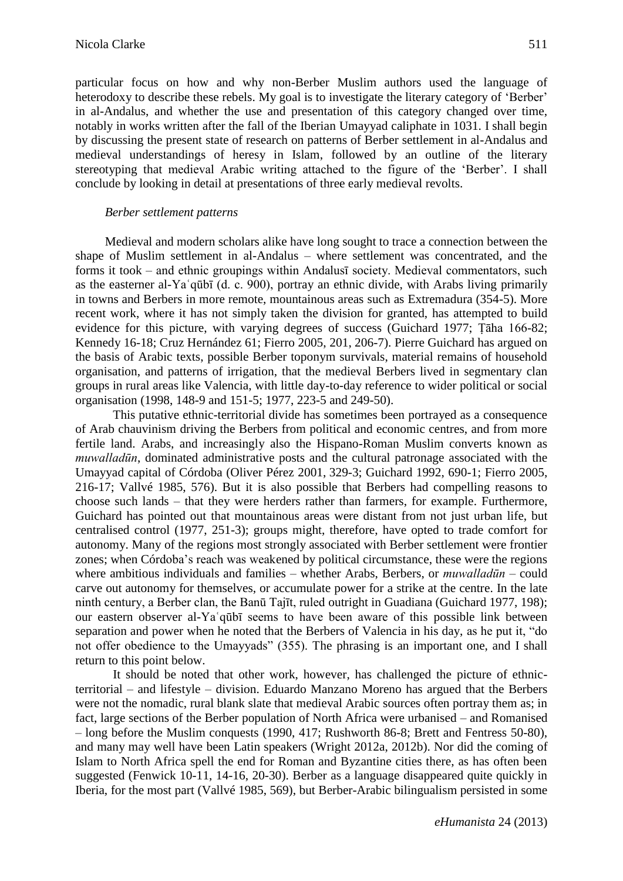particular focus on how and why non-Berber Muslim authors used the language of heterodoxy to describe these rebels. My goal is to investigate the literary category of 'Berber' in al-Andalus, and whether the use and presentation of this category changed over time, notably in works written after the fall of the Iberian Umayyad caliphate in 1031. I shall begin by discussing the present state of research on patterns of Berber settlement in al-Andalus and medieval understandings of heresy in Islam, followed by an outline of the literary stereotyping that medieval Arabic writing attached to the figure of the 'Berber'. I shall conclude by looking in detail at presentations of three early medieval revolts.

*Berber settlement patterns*

Medieval and modern scholars alike have long sought to trace a connection between the shape of Muslim settlement in al-Andalus – where settlement was concentrated, and the forms it took – and ethnic groupings within Andalusī society. Medieval commentators, such as the easterner al-Yaʿqūbī (d. c. 900), portray an ethnic divide, with Arabs living primarily in towns and Berbers in more remote, mountainous areas such as Extremadura (354-5). More recent work, where it has not simply taken the division for granted, has attempted to build evidence for this picture, with varying degrees of success (Guichard 1977; Ṭāha 166-82; Kennedy 16-18; Cruz Hernández 61; Fierro 2005, 201, 206-7). Pierre Guichard has argued on the basis of Arabic texts, possible Berber toponym survivals, material remains of household organisation, and patterns of irrigation, that the medieval Berbers lived in segmentary clan groups in rural areas like Valencia, with little day-to-day reference to wider political or social organisation (1998, 148-9 and 151-5; 1977, 223-5 and 249-50).

This putative ethnic-territorial divide has sometimes been portrayed as a consequence of Arab chauvinism driving the Berbers from political and economic centres, and from more fertile land. Arabs, and increasingly also the Hispano-Roman Muslim converts known as *muwalladūn*, dominated administrative posts and the cultural patronage associated with the Umayyad capital of Córdoba (Oliver Pérez 2001, 329-3; Guichard 1992, 690-1; Fierro 2005, 216-17; Vallvé 1985, 576). But it is also possible that Berbers had compelling reasons to choose such lands – that they were herders rather than farmers, for example. Furthermore, Guichard has pointed out that mountainous areas were distant from not just urban life, but centralised control (1977, 251-3); groups might, therefore, have opted to trade comfort for autonomy. Many of the regions most strongly associated with Berber settlement were frontier zones; when Córdoba's reach was weakened by political circumstance, these were the regions where ambitious individuals and families – whether Arabs, Berbers, or *muwalladūn* – could carve out autonomy for themselves, or accumulate power for a strike at the centre. In the late ninth century, a Berber clan, the Banū Tajīt, ruled outright in Guadiana (Guichard 1977, 198); our eastern observer al-Yaʿqūbī seems to have been aware of this possible link between separation and power when he noted that the Berbers of Valencia in his day, as he put it, "do not offer obedience to the Umayyads" (355). The phrasing is an important one, and I shall return to this point below.

It should be noted that other work, however, has challenged the picture of ethnic-territorial – and lifestyle – division. Eduardo Manzano Moreno has argued that the Berbers were not the nomadic, rural blank slate that medieval Arabic sources often portray them as; in fact, large sections of the Berber population of North Africa were urbanised – and Romanised – long before the Muslim conquests (1990, 417; Rushworth 86-8; Brett and Fentress 50-80), and many may well have been Latin speakers (Wright 2012a, 2012b). Nor did the coming of Islam to North Africa spell the end for Roman and Byzantine cities there, as has often been suggested (Fenwick 10-11, 14-16, 20-30). Berber as a language disappeared quite quickly in Iberia, for the most part (Vallvé 1985, 569), but Berber-Arabic bilingualism persisted in some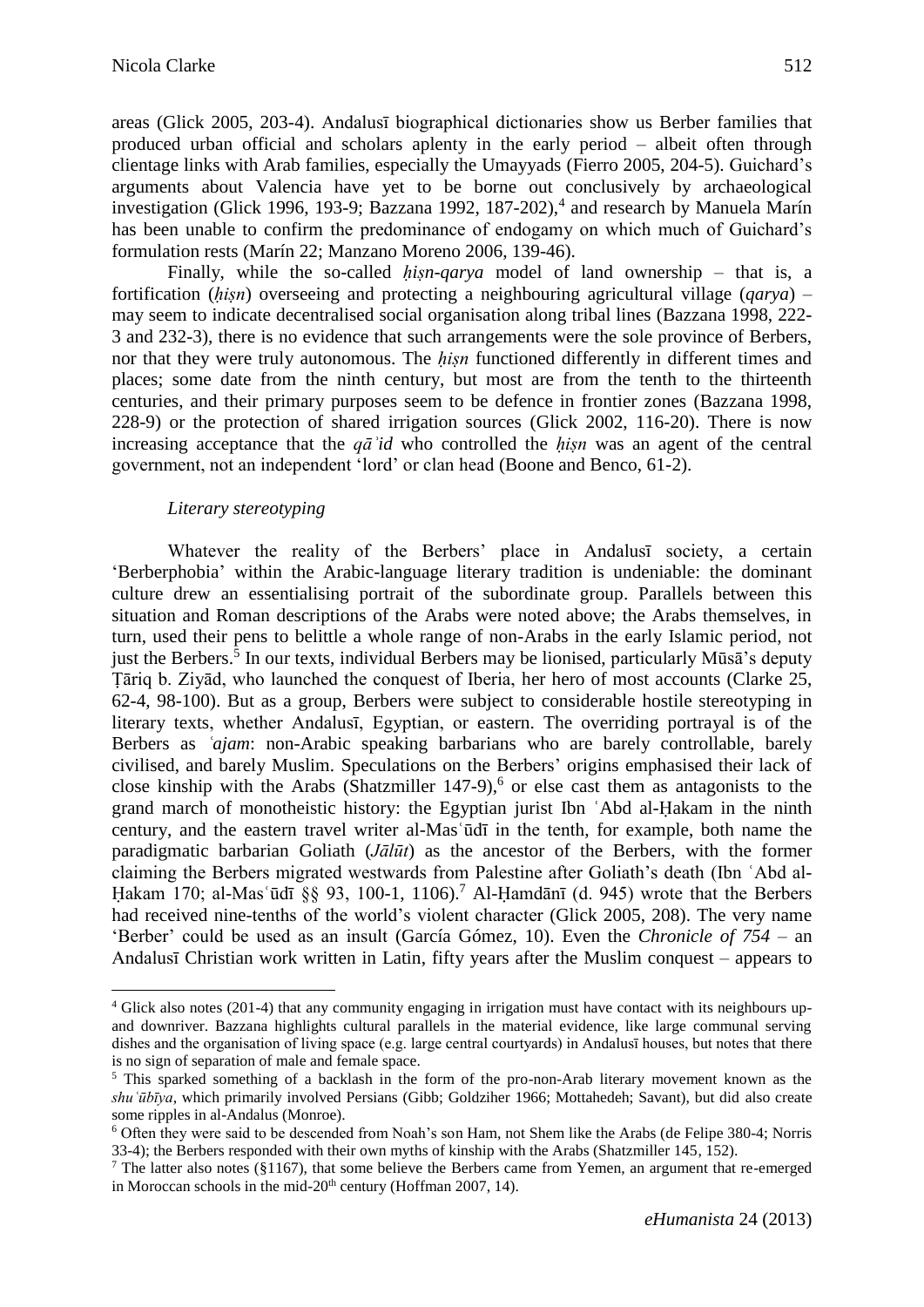areas (Glick 2005, 203-4). Andalusī biographical dictionaries show us Berber families that produced urban official and scholars aplenty in the early period – albeit often through clientage links with Arab families, especially the Umayyads (Fierro 2005, 204-5). Guichard's arguments about Valencia have yet to be borne out conclusively by archaeological investigation (Glick 1996, 193-9; Bazzana 1992, 187-202),[4] and research by Manuela Marín has been unable to confirm the predominance of endogamy on which much of Guichard's formulation rests (Marín 22; Manzano Moreno 2006, 139-46).

Finally, while the so-called *ḥiṣn-qarya* model of land ownership – that is, a fortification (*ḥiṣn*) overseeing and protecting a neighbouring agricultural village (*qarya*) – may seem to indicate decentralised social organisation along tribal lines (Bazzana 1998, 222-3 and 232-3), there is no evidence that such arrangements were the sole province of Berbers, nor that they were truly autonomous. The *ḥiṣn* functioned differently in different times and places; some date from the ninth century, but most are from the tenth to the thirteenth centuries, and their primary purposes seem to be defence in frontier zones (Bazzana 1998, 228-9) or the protection of shared irrigation sources (Glick 2002, 116-20). There is now increasing acceptance that the *qāʾid* who controlled the *ḥiṣn* was an agent of the central government, not an independent 'lord' or clan head (Boone and Benco, 61-2).

### *Literary stereotyping*

Whatever the reality of the Berbers' place in Andalusī society, a certain 'Berberphobia' within the Arabic-language literary tradition is undeniable: the dominant culture drew an essentialising portrait of the subordinate group. Parallels between this situation and Roman descriptions of the Arabs were noted above; the Arabs themselves, in turn, used their pens to belittle a whole range of non-Arabs in the early Islamic period, not just the Berbers.[5] In our texts, individual Berbers may be lionised, particularly Mūsā's deputy Ṭāriq b. Ziyād, who launched the conquest of Iberia, her hero of most accounts (Clarke 25, 62-4, 98-100). But as a group, Berbers were subject to considerable hostile stereotyping in literary texts, whether Andalusī, Egyptian, or eastern. The overriding portrayal is of the Berbers as *ʿajam*: non-Arabic speaking barbarians who are barely controllable, barely civilised, and barely Muslim. Speculations on the Berbers' origins emphasised their lack of close kinship with the Arabs (Shatzmiller 147-9),[6] or else cast them as antagonists to the grand march of monotheistic history: the Egyptian jurist Ibn ʿAbd al-Ḥakam in the ninth century, and the eastern travel writer al-Masʿūdī in the tenth, for example, both name the paradigmatic barbarian Goliath (*Jālūt*) as the ancestor of the Berbers, with the former claiming the Berbers migrated westwards from Palestine after Goliath's death (Ibn ʿAbd al-Ḥakam 170; al-Masʿūdī §§ 93, 100-1, 1106).[7] Al-Ḥamdānī (d. 945) wrote that the Berbers had received nine-tenths of the world's violent character (Glick 2005, 208). The very name 'Berber' could be used as an insult (García Gómez, 10). Even the *Chronicle of 754* – an Andalusī Christian work written in Latin, fifty years after the Muslim conquest – appears to

[4] Glick also notes (201-4) that any community engaging in irrigation must have contact with its neighbours up- and downriver. Bazzana highlights cultural parallels in the material evidence, like large communal serving dishes and the organisation of living space (e.g. large central courtyards) in Andalusī houses, but notes that there is no sign of separation of male and female space.

[5] This sparked something of a backlash in the form of the pro-non-Arab literary movement known as the *shuʿūbīya*, which primarily involved Persians (Gibb; Goldziher 1966; Mottahedeh; Savant), but did also create some ripples in al-Andalus (Monroe).

[6] Often they were said to be descended from Noah's son Ham, not Shem like the Arabs (de Felipe 380-4; Norris 33-4); the Berbers responded with their own myths of kinship with the Arabs (Shatzmiller 145, 152).

[7] The latter also notes (§1167), that some believe the Berbers came from Yemen, an argument that re-emerged in Moroccan schools in the mid-20th century (Hoffman 2007, 14).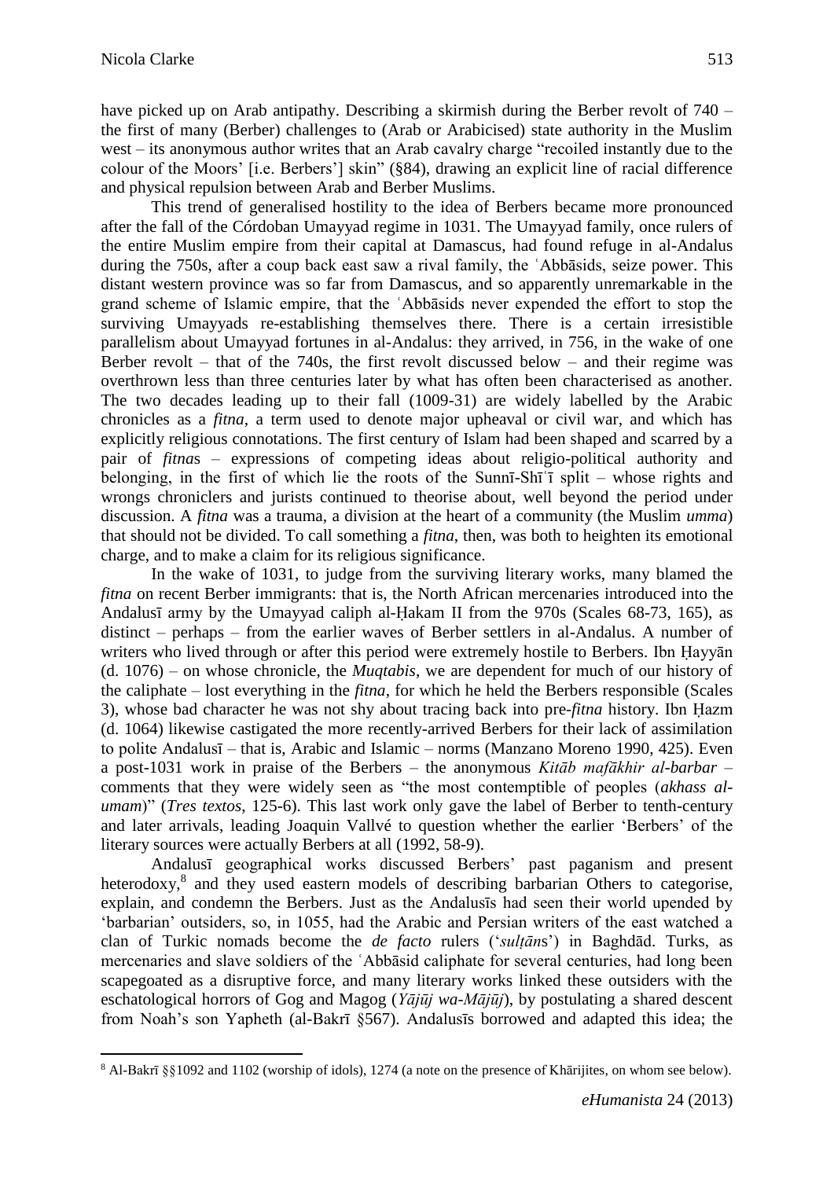have picked up on Arab antipathy. Describing a skirmish during the Berber revolt of 740 – the first of many (Berber) challenges to (Arab or Arabicised) state authority in the Muslim west – its anonymous author writes that an Arab cavalry charge "recoiled instantly due to the colour of the Moors' [i.e. Berbers'] skin" (§84), drawing an explicit line of racial difference and physical repulsion between Arab and Berber Muslims.

This trend of generalised hostility to the idea of Berbers became more pronounced after the fall of the Córdoban Umayyad regime in 1031. The Umayyad family, once rulers of the entire Muslim empire from their capital at Damascus, had found refuge in al-Andalus during the 750s, after a coup back east saw a rival family, the ʿAbbāsids, seize power. This distant western province was so far from Damascus, and so apparently unremarkable in the grand scheme of Islamic empire, that the ʿAbbāsids never expended the effort to stop the surviving Umayyads re-establishing themselves there. There is a certain irresistible parallelism about Umayyad fortunes in al-Andalus: they arrived, in 756, in the wake of one Berber revolt – that of the 740s, the first revolt discussed below – and their regime was overthrown less than three centuries later by what has often been characterised as another. The two decades leading up to their fall (1009-31) are widely labelled by the Arabic chronicles as a *fitna*, a term used to denote major upheaval or civil war, and which has explicitly religious connotations. The first century of Islam had been shaped and scarred by a pair of *fitna*s – expressions of competing ideas about religio-political authority and belonging, in the first of which lie the roots of the Sunnī-Shīʿī split – whose rights and wrongs chroniclers and jurists continued to theorise about, well beyond the period under discussion. A *fitna* was a trauma, a division at the heart of a community (the Muslim *umma*) that should not be divided. To call something a *fitna*, then, was both to heighten its emotional charge, and to make a claim for its religious significance.

In the wake of 1031, to judge from the surviving literary works, many blamed the *fitna* on recent Berber immigrants: that is, the North African mercenaries introduced into the Andalusī army by the Umayyad caliph al-Ḥakam II from the 970s (Scales 68-73, 165), as distinct – perhaps – from the earlier waves of Berber settlers in al-Andalus. A number of writers who lived through or after this period were extremely hostile to Berbers. Ibn Ḥayyān (d. 1076) – on whose chronicle, the *Muqtabis*, we are dependent for much of our history of the caliphate – lost everything in the *fitna*, for which he held the Berbers responsible (Scales 3), whose bad character he was not shy about tracing back into pre-*fitna* history. Ibn Ḥazm (d. 1064) likewise castigated the more recently-arrived Berbers for their lack of assimilation to polite Andalusī – that is, Arabic and Islamic – norms (Manzano Moreno 1990, 425). Even a post-1031 work in praise of the Berbers – the anonymous *Kitāb mafākhir al-barbar* – comments that they were widely seen as "the most contemptible of peoples (*akhass al-umam*)" (*Tres textos*, 125-6). This last work only gave the label of Berber to tenth-century and later arrivals, leading Joaquin Vallvé to question whether the earlier 'Berbers' of the literary sources were actually Berbers at all (1992, 58-9).

Andalusī geographical works discussed Berbers' past paganism and present heterodoxy,[8] and they used eastern models of describing barbarian Others to categorise, explain, and condemn the Berbers. Just as the Andalusīs had seen their world upended by 'barbarian' outsiders, so, in 1055, had the Arabic and Persian writers of the east watched a clan of Turkic nomads become the *de facto* rulers ('*sulṭān*s') in Baghdād. Turks, as mercenaries and slave soldiers of the ʿAbbāsid caliphate for several centuries, had long been scapegoated as a disruptive force, and many literary works linked these outsiders with the eschatological horrors of Gog and Magog (*Yājūj wa-Mājūj*), by postulating a shared descent from Noah's son Yapheth (al-Bakrī §567). Andalusīs borrowed and adapted this idea; the

[8] Al-Bakrī §§1092 and 1102 (worship of idols), 1274 (a note on the presence of Khārijites, on whom see below).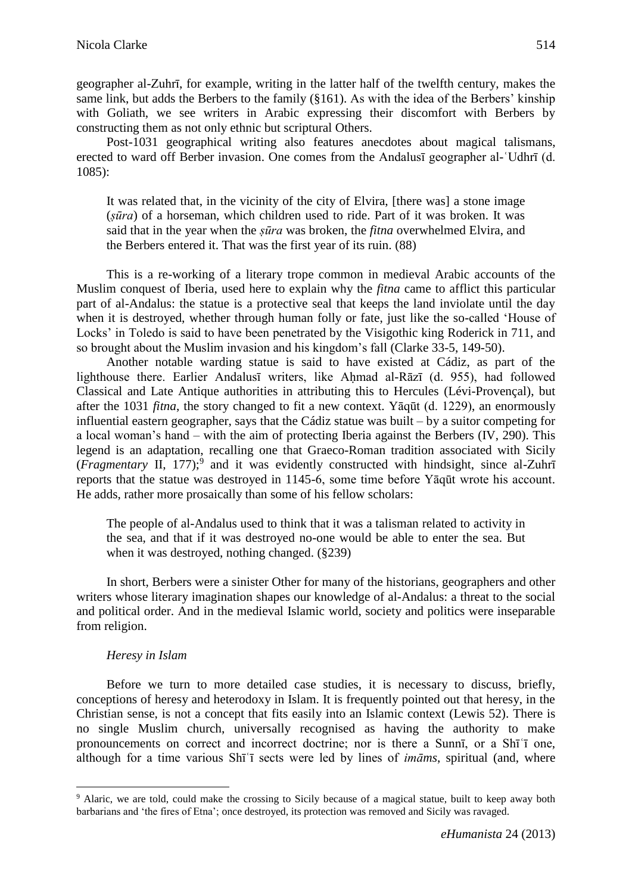geographer al-Zuhrī, for example, writing in the latter half of the twelfth century, makes the same link, but adds the Berbers to the family (§161). As with the idea of the Berbers' kinship with Goliath, we see writers in Arabic expressing their discomfort with Berbers by constructing them as not only ethnic but scriptural Others.

Post-1031 geographical writing also features anecdotes about magical talismans, erected to ward off Berber invasion. One comes from the Andalusī geographer al-ʿUdhrī (d. 1085):

> It was related that, in the vicinity of the city of Elvira, [there was] a stone image (*ṣūra*) of a horseman, which children used to ride. Part of it was broken. It was said that in the year when the *ṣūra* was broken, the *fitna* overwhelmed Elvira, and the Berbers entered it. That was the first year of its ruin. (88)

This is a re-working of a literary trope common in medieval Arabic accounts of the Muslim conquest of Iberia, used here to explain why the *fitna* came to afflict this particular part of al-Andalus: the statue is a protective seal that keeps the land inviolate until the day when it is destroyed, whether through human folly or fate, just like the so-called 'House of Locks' in Toledo is said to have been penetrated by the Visigothic king Roderick in 711, and so brought about the Muslim invasion and his kingdom's fall (Clarke 33-5, 149-50).

Another notable warding statue is said to have existed at Cádiz, as part of the lighthouse there. Earlier Andalusī writers, like Aḥmad al-Rāzī (d. 955), had followed Classical and Late Antique authorities in attributing this to Hercules (Lévi-Provençal), but after the 1031 *fitna*, the story changed to fit a new context. Yāqūt (d. 1229), an enormously influential eastern geographer, says that the Cádiz statue was built – by a suitor competing for a local woman's hand – with the aim of protecting Iberia against the Berbers (IV, 290). This legend is an adaptation, recalling one that Graeco-Roman tradition associated with Sicily (*Fragmentary* II, 177);[9] and it was evidently constructed with hindsight, since al-Zuhrī reports that the statue was destroyed in 1145-6, some time before Yāqūt wrote his account. He adds, rather more prosaically than some of his fellow scholars:

> The people of al-Andalus used to think that it was a talisman related to activity in the sea, and that if it was destroyed no-one would be able to enter the sea. But when it was destroyed, nothing changed. (§239)

In short, Berbers were a sinister Other for many of the historians, geographers and other writers whose literary imagination shapes our knowledge of al-Andalus: a threat to the social and political order. And in the medieval Islamic world, society and politics were inseparable from religion.

### *Heresy in Islam*

Before we turn to more detailed case studies, it is necessary to discuss, briefly, conceptions of heresy and heterodoxy in Islam. It is frequently pointed out that heresy, in the Christian sense, is not a concept that fits easily into an Islamic context (Lewis 52). There is no single Muslim church, universally recognised as having the authority to make pronouncements on correct and incorrect doctrine; nor is there a Sunnī, or a Shīʿī one, although for a time various Shīʿī sects were led by lines of *imāms*, spiritual (and, where

---

[9] Alaric, we are told, could make the crossing to Sicily because of a magical statue, built to keep away both barbarians and 'the fires of Etna'; once destroyed, its protection was removed and Sicily was ravaged.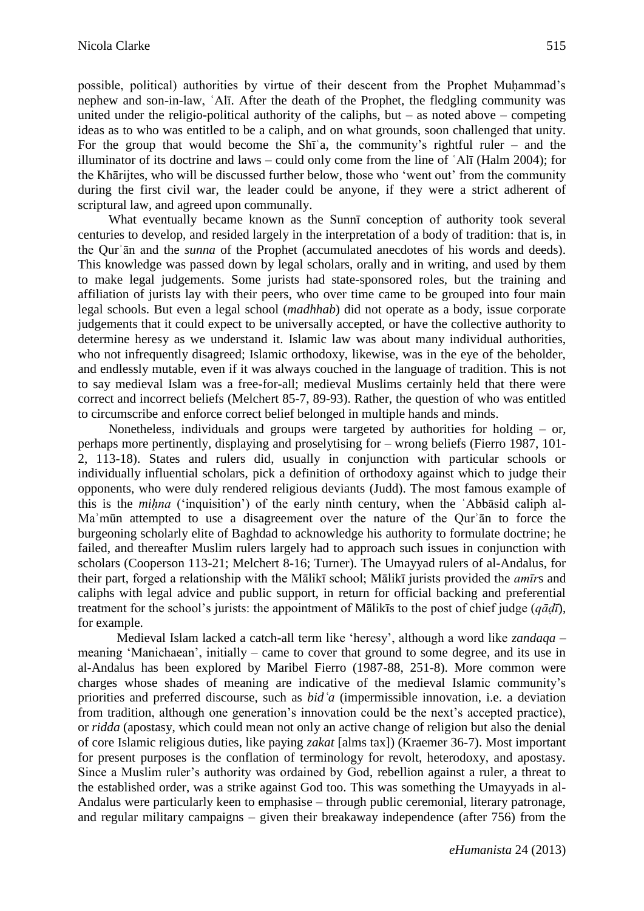possible, political) authorities by virtue of their descent from the Prophet Muḥammad's nephew and son-in-law, ʿAlī. After the death of the Prophet, the fledgling community was united under the religio-political authority of the caliphs, but – as noted above – competing ideas as to who was entitled to be a caliph, and on what grounds, soon challenged that unity. For the group that would become the Shīʿa, the community's rightful ruler – and the illuminator of its doctrine and laws – could only come from the line of ʿAlī (Halm 2004); for the Khārijtes, who will be discussed further below, those who 'went out' from the community during the first civil war, the leader could be anyone, if they were a strict adherent of scriptural law, and agreed upon communally.

What eventually became known as the Sunnī conception of authority took several centuries to develop, and resided largely in the interpretation of a body of tradition: that is, in the Qurʾān and the *sunna* of the Prophet (accumulated anecdotes of his words and deeds). This knowledge was passed down by legal scholars, orally and in writing, and used by them to make legal judgements. Some jurists had state-sponsored roles, but the training and affiliation of jurists lay with their peers, who over time came to be grouped into four main legal schools. But even a legal school (*madhhab*) did not operate as a body, issue corporate judgements that it could expect to be universally accepted, or have the collective authority to determine heresy as we understand it. Islamic law was about many individual authorities, who not infrequently disagreed; Islamic orthodoxy, likewise, was in the eye of the beholder, and endlessly mutable, even if it was always couched in the language of tradition. This is not to say medieval Islam was a free-for-all; medieval Muslims certainly held that there were correct and incorrect beliefs (Melchert 85-7, 89-93). Rather, the question of who was entitled to circumscribe and enforce correct belief belonged in multiple hands and minds.

Nonetheless, individuals and groups were targeted by authorities for holding – or, perhaps more pertinently, displaying and proselytising for – wrong beliefs (Fierro 1987, 101-2, 113-18). States and rulers did, usually in conjunction with particular schools or individually influential scholars, pick a definition of orthodoxy against which to judge their opponents, who were duly rendered religious deviants (Judd). The most famous example of this is the *miḥna* ('inquisition') of the early ninth century, when the ʿAbbāsid caliph al-Maʾmūn attempted to use a disagreement over the nature of the Qurʾān to force the burgeoning scholarly elite of Baghdad to acknowledge his authority to formulate doctrine; he failed, and thereafter Muslim rulers largely had to approach such issues in conjunction with scholars (Cooperson 113-21; Melchert 8-16; Turner). The Umayyad rulers of al-Andalus, for their part, forged a relationship with the Mālikī school; Mālikī jurists provided the *amīr*s and caliphs with legal advice and public support, in return for official backing and preferential treatment for the school's jurists: the appointment of Mālikīs to the post of chief judge (*qāḍī*), for example.

Medieval Islam lacked a catch-all term like 'heresy', although a word like *zandaqa* – meaning 'Manichaean', initially – came to cover that ground to some degree, and its use in al-Andalus has been explored by Maribel Fierro (1987-88, 251-8). More common were charges whose shades of meaning are indicative of the medieval Islamic community's priorities and preferred discourse, such as *bidʿa* (impermissible innovation, i.e. a deviation from tradition, although one generation's innovation could be the next's accepted practice), or *ridda* (apostasy, which could mean not only an active change of religion but also the denial of core Islamic religious duties, like paying *zakat* [alms tax]) (Kraemer 36-7). Most important for present purposes is the conflation of terminology for revolt, heterodoxy, and apostasy. Since a Muslim ruler's authority was ordained by God, rebellion against a ruler, a threat to the established order, was a strike against God too. This was something the Umayyads in al-Andalus were particularly keen to emphasise – through public ceremonial, literary patronage, and regular military campaigns – given their breakaway independence (after 756) from the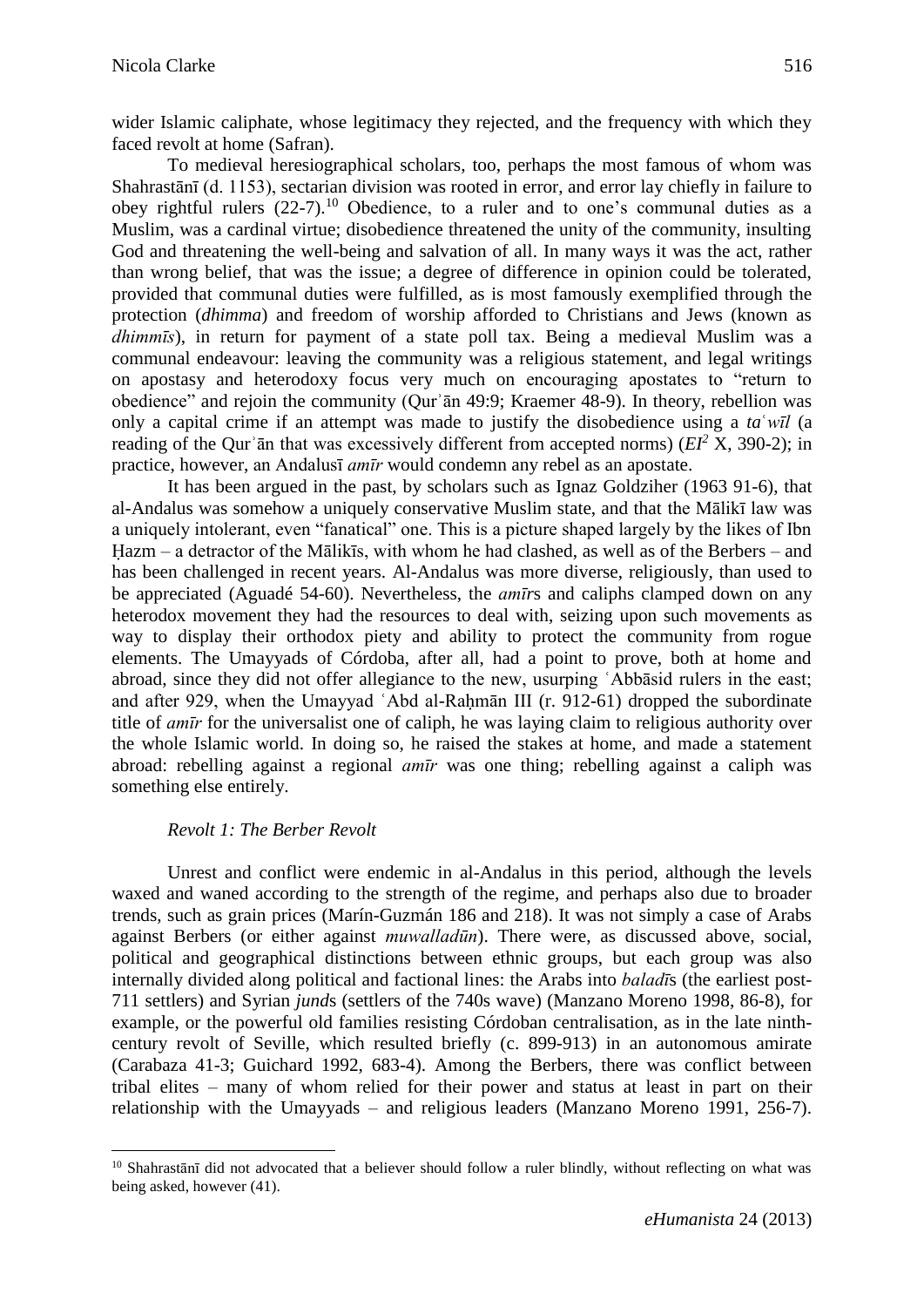wider Islamic caliphate, whose legitimacy they rejected, and the frequency with which they faced revolt at home (Safran).

To medieval heresiographical scholars, too, perhaps the most famous of whom was Shahrastānī (d. 1153), sectarian division was rooted in error, and error lay chiefly in failure to obey rightful rulers (22-7).[10] Obedience, to a ruler and to one's communal duties as a Muslim, was a cardinal virtue; disobedience threatened the unity of the community, insulting God and threatening the well-being and salvation of all. In many ways it was the act, rather than wrong belief, that was the issue; a degree of difference in opinion could be tolerated, provided that communal duties were fulfilled, as is most famously exemplified through the protection (*dhimma*) and freedom of worship afforded to Christians and Jews (known as *dhimmīs*), in return for payment of a state poll tax. Being a medieval Muslim was a communal endeavour: leaving the community was a religious statement, and legal writings on apostasy and heterodoxy focus very much on encouraging apostates to "return to obedience" and rejoin the community (Qurʾān 49:9; Kraemer 48-9). In theory, rebellion was only a capital crime if an attempt was made to justify the disobedience using a *taʿwīl* (a reading of the Qurʾān that was excessively different from accepted norms) (*EI²* X, 390-2); in practice, however, an Andalusī *amīr* would condemn any rebel as an apostate.

It has been argued in the past, by scholars such as Ignaz Goldziher (1963 91-6), that al-Andalus was somehow a uniquely conservative Muslim state, and that the Mālikī law was a uniquely intolerant, even "fanatical" one. This is a picture shaped largely by the likes of Ibn Ḥazm – a detractor of the Mālikīs, with whom he had clashed, as well as of the Berbers – and has been challenged in recent years. Al-Andalus was more diverse, religiously, than used to be appreciated (Aguadé 54-60). Nevertheless, the *amīr*s and caliphs clamped down on any heterodox movement they had the resources to deal with, seizing upon such movements as way to display their orthodox piety and ability to protect the community from rogue elements. The Umayyads of Córdoba, after all, had a point to prove, both at home and abroad, since they did not offer allegiance to the new, usurping ʿAbbāsid rulers in the east; and after 929, when the Umayyad ʿAbd al-Raḥmān III (r. 912-61) dropped the subordinate title of *amīr* for the universalist one of caliph, he was laying claim to religious authority over the whole Islamic world. In doing so, he raised the stakes at home, and made a statement abroad: rebelling against a regional *amīr* was one thing; rebelling against a caliph was something else entirely.

### *Revolt 1: The Berber Revolt*

Unrest and conflict were endemic in al-Andalus in this period, although the levels waxed and waned according to the strength of the regime, and perhaps also due to broader trends, such as grain prices (Marín-Guzmán 186 and 218). It was not simply a case of Arabs against Berbers (or either against *muwalladūn*). There were, as discussed above, social, political and geographical distinctions between ethnic groups, but each group was also internally divided along political and factional lines: the Arabs into *baladī*s (the earliest post-711 settlers) and Syrian *jund*s (settlers of the 740s wave) (Manzano Moreno 1998, 86-8), for example, or the powerful old families resisting Córdoban centralisation, as in the late ninth-century revolt of Seville, which resulted briefly (c. 899-913) in an autonomous amirate (Carabaza 41-3; Guichard 1992, 683-4). Among the Berbers, there was conflict between tribal elites – many of whom relied for their power and status at least in part on their relationship with the Umayyads – and religious leaders (Manzano Moreno 1991, 256-7).

[10] Shahrastānī did not advocated that a believer should follow a ruler blindly, without reflecting on what was being asked, however (41).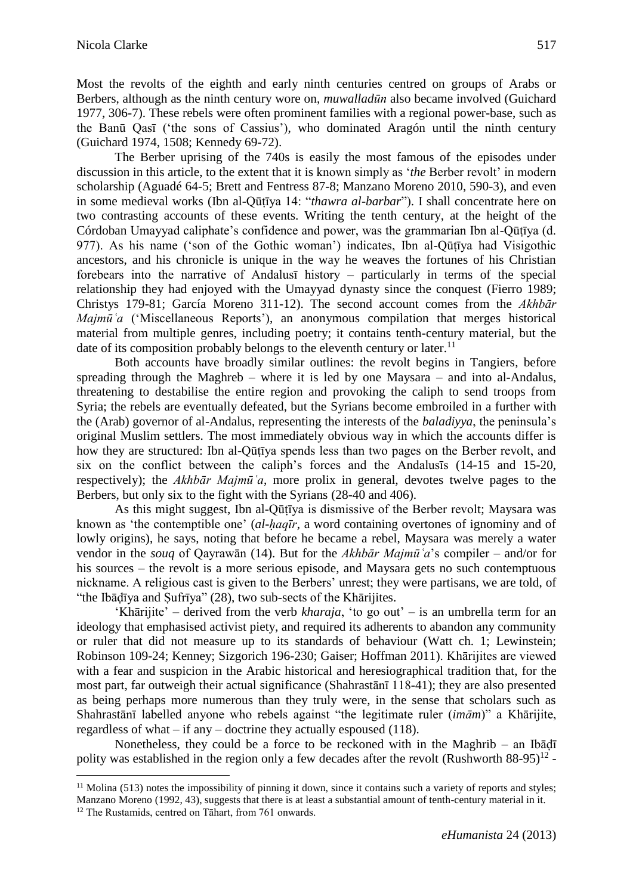Most the revolts of the eighth and early ninth centuries centred on groups of Arabs or Berbers, although as the ninth century wore on, *muwalladūn* also became involved (Guichard 1977, 306-7). These rebels were often prominent families with a regional power-base, such as the Banū Qasī ('the sons of Cassius'), who dominated Aragón until the ninth century (Guichard 1974, 1508; Kennedy 69-72).

The Berber uprising of the 740s is easily the most famous of the episodes under discussion in this article, to the extent that it is known simply as '*the* Berber revolt' in modern scholarship (Aguadé 64-5; Brett and Fentress 87-8; Manzano Moreno 2010, 590-3), and even in some medieval works (Ibn al-Qūṭīya 14: "*thawra al-barbar*"). I shall concentrate here on two contrasting accounts of these events. Writing the tenth century, at the height of the Córdoban Umayyad caliphate's confidence and power, was the grammarian Ibn al-Qūṭīya (d. 977). As his name ('son of the Gothic woman') indicates, Ibn al-Qūṭīya had Visigothic ancestors, and his chronicle is unique in the way he weaves the fortunes of his Christian forebears into the narrative of Andalusī history – particularly in terms of the special relationship they had enjoyed with the Umayyad dynasty since the conquest (Fierro 1989; Christys 179-81; García Moreno 311-12). The second account comes from the *Akhbār Majmūʿa* ('Miscellaneous Reports'), an anonymous compilation that merges historical material from multiple genres, including poetry; it contains tenth-century material, but the date of its composition probably belongs to the eleventh century or later.[11]

Both accounts have broadly similar outlines: the revolt begins in Tangiers, before spreading through the Maghreb – where it is led by one Maysara – and into al-Andalus, threatening to destabilise the entire region and provoking the caliph to send troops from Syria; the rebels are eventually defeated, but the Syrians become embroiled in a further with the (Arab) governor of al-Andalus, representing the interests of the *baladiyya*, the peninsula's original Muslim settlers. The most immediately obvious way in which the accounts differ is how they are structured: Ibn al-Qūṭīya spends less than two pages on the Berber revolt, and six on the conflict between the caliph's forces and the Andalusīs (14-15 and 15-20, respectively); the *Akhbār Majmūʿa*, more prolix in general, devotes twelve pages to the Berbers, but only six to the fight with the Syrians (28-40 and 406).

As this might suggest, Ibn al-Qūṭīya is dismissive of the Berber revolt; Maysara was known as 'the contemptible one' (*al-ḥaqīr*, a word containing overtones of ignominy and of lowly origins), he says, noting that before he became a rebel, Maysara was merely a water vendor in the *souq* of Qayrawān (14). But for the *Akhbār Majmūʿa*'s compiler – and/or for his sources – the revolt is a more serious episode, and Maysara gets no such contemptuous nickname. A religious cast is given to the Berbers' unrest; they were partisans, we are told, of "the Ibāḍīya and Ṣufrīya" (28), two sub-sects of the Khārijites.

'Khārijite' – derived from the verb *kharaja*, 'to go out' – is an umbrella term for an ideology that emphasised activist piety, and required its adherents to abandon any community or ruler that did not measure up to its standards of behaviour (Watt ch. 1; Lewinstein; Robinson 109-24; Kenney; Sizgorich 196-230; Gaiser; Hoffman 2011). Khārijites are viewed with a fear and suspicion in the Arabic historical and heresiographical tradition that, for the most part, far outweigh their actual significance (Shahrastānī 118-41); they are also presented as being perhaps more numerous than they truly were, in the sense that scholars such as Shahrastānī labelled anyone who rebels against "the legitimate ruler (*imām*)" a Khārijite, regardless of what – if any – doctrine they actually espoused (118).

Nonetheless, they could be a force to be reckoned with in the Maghrib – an Ibāḍī polity was established in the region only a few decades after the revolt (Rushworth 88-95)[12] -

[11] Molina (513) notes the impossibility of pinning it down, since it contains such a variety of reports and styles; Manzano Moreno (1992, 43), suggests that there is at least a substantial amount of tenth-century material in it.

[12] The Rustamids, centred on Tāhart, from 761 onwards.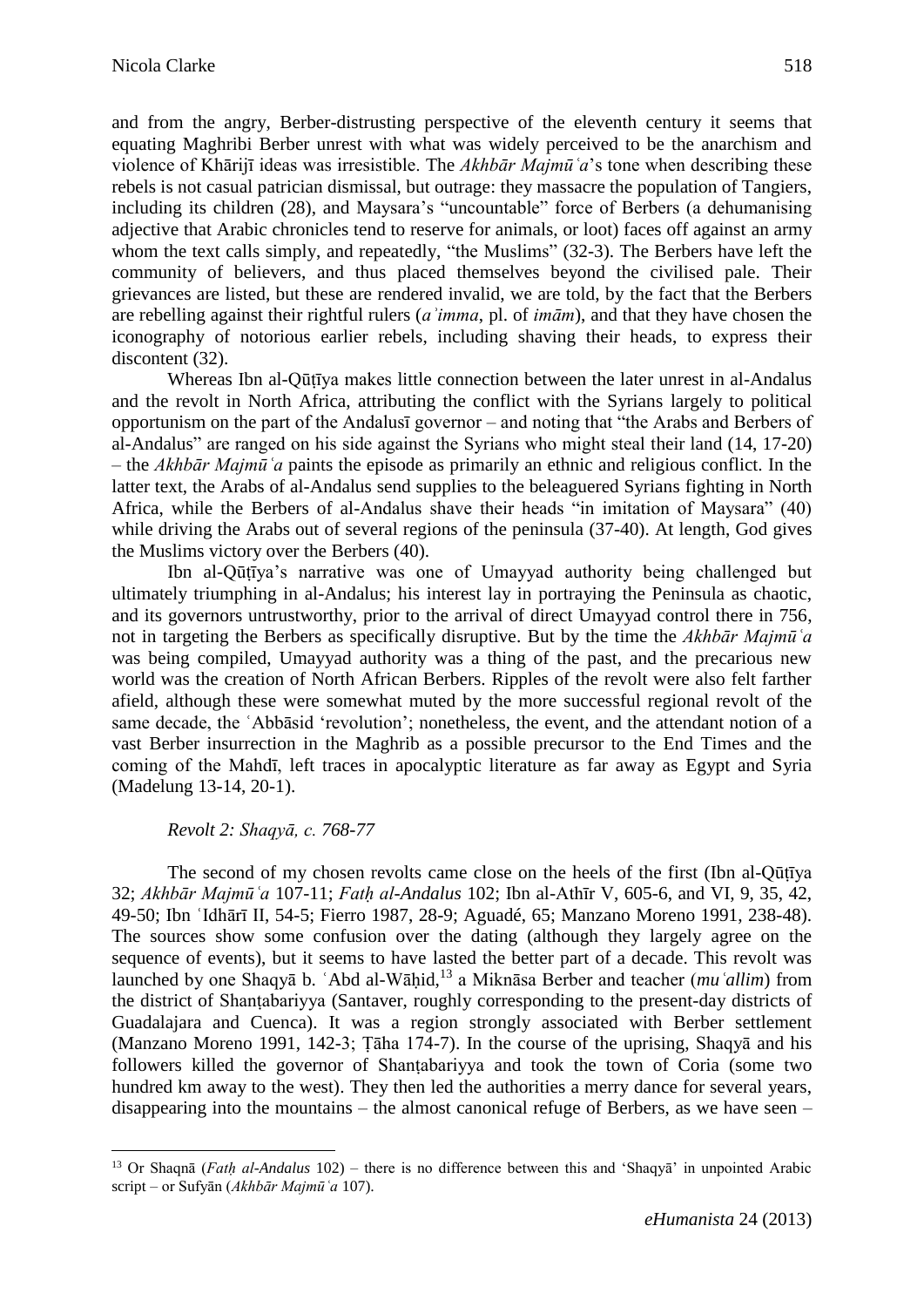and from the angry, Berber-distrusting perspective of the eleventh century it seems that equating Maghribi Berber unrest with what was widely perceived to be the anarchism and violence of Khārijī ideas was irresistible. The *Akhbār Majmūʿa*'s tone when describing these rebels is not casual patrician dismissal, but outrage: they massacre the population of Tangiers, including its children (28), and Maysara's "uncountable" force of Berbers (a dehumanising adjective that Arabic chronicles tend to reserve for animals, or loot) faces off against an army whom the text calls simply, and repeatedly, "the Muslims" (32-3). The Berbers have left the community of believers, and thus placed themselves beyond the civilised pale. Their grievances are listed, but these are rendered invalid, we are told, by the fact that the Berbers are rebelling against their rightful rulers (*aʾimma*, pl. of *imām*), and that they have chosen the iconography of notorious earlier rebels, including shaving their heads, to express their discontent (32).

Whereas Ibn al-Qūṭīya makes little connection between the later unrest in al-Andalus and the revolt in North Africa, attributing the conflict with the Syrians largely to political opportunism on the part of the Andalusī governor – and noting that "the Arabs and Berbers of al-Andalus" are ranged on his side against the Syrians who might steal their land (14, 17-20) – the *Akhbār Majmūʿa* paints the episode as primarily an ethnic and religious conflict. In the latter text, the Arabs of al-Andalus send supplies to the beleaguered Syrians fighting in North Africa, while the Berbers of al-Andalus shave their heads "in imitation of Maysara" (40) while driving the Arabs out of several regions of the peninsula (37-40). At length, God gives the Muslims victory over the Berbers (40).

Ibn al-Qūṭīya's narrative was one of Umayyad authority being challenged but ultimately triumphing in al-Andalus; his interest lay in portraying the Peninsula as chaotic, and its governors untrustworthy, prior to the arrival of direct Umayyad control there in 756, not in targeting the Berbers as specifically disruptive. But by the time the *Akhbār Majmūʿa* was being compiled, Umayyad authority was a thing of the past, and the precarious new world was the creation of North African Berbers. Ripples of the revolt were also felt farther afield, although these were somewhat muted by the more successful regional revolt of the same decade, the ʿAbbāsid 'revolution'; nonetheless, the event, and the attendant notion of a vast Berber insurrection in the Maghrib as a possible precursor to the End Times and the coming of the Mahdī, left traces in apocalyptic literature as far away as Egypt and Syria (Madelung 13-14, 20-1).

*Revolt 2: Shaqyā, c. 768-77*

The second of my chosen revolts came close on the heels of the first (Ibn al-Qūṭīya 32; *Akhbār Majmūʿa* 107-11; *Fatḥ al-Andalus* 102; Ibn al-Athīr V, 605-6, and VI, 9, 35, 42, 49-50; Ibn ʿIdhārī II, 54-5; Fierro 1987, 28-9; Aguadé, 65; Manzano Moreno 1991, 238-48). The sources show some confusion over the dating (although they largely agree on the sequence of events), but it seems to have lasted the better part of a decade. This revolt was launched by one Shaqyā b. ʿAbd al-Wāḥid,[13] a Miknāsa Berber and teacher (*muʿallim*) from the district of Shanṭabariyya (Santaver, roughly corresponding to the present-day districts of Guadalajara and Cuenca). It was a region strongly associated with Berber settlement (Manzano Moreno 1991, 142-3; Ṭāha 174-7). In the course of the uprising, Shaqyā and his followers killed the governor of Shanṭabariyya and took the town of Coria (some two hundred km away to the west). They then led the authorities a merry dance for several years, disappearing into the mountains – the almost canonical refuge of Berbers, as we have seen –

[13] Or Shaqnā (*Fatḥ al-Andalus* 102) – there is no difference between this and 'Shaqyā' in unpointed Arabic script – or Sufyān (*Akhbār Majmūʿa* 107).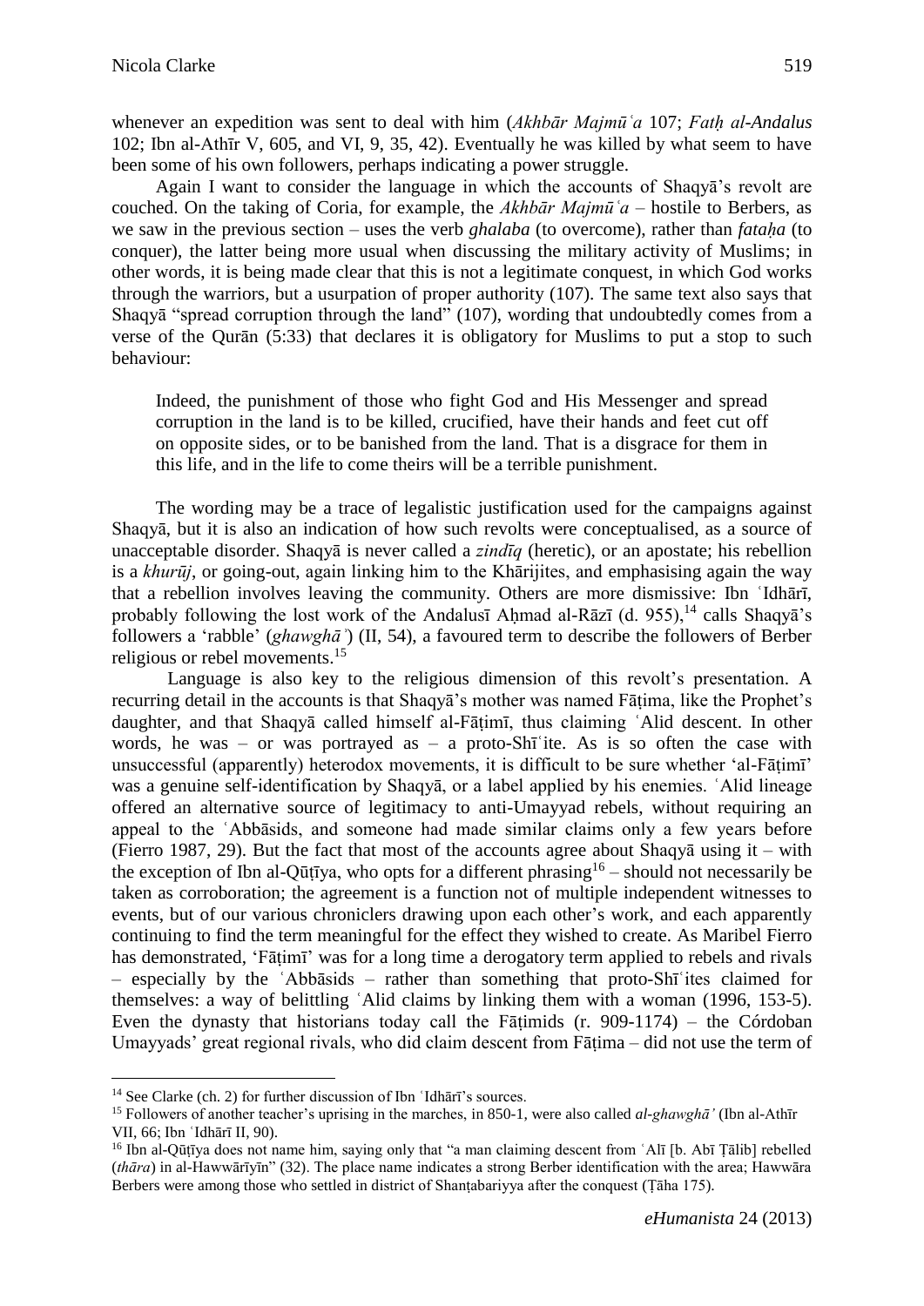whenever an expedition was sent to deal with him (*Akhbār Majmūʿa* 107; *Fatḥ al-Andalus* 102; Ibn al-Athīr V, 605, and VI, 9, 35, 42). Eventually he was killed by what seem to have been some of his own followers, perhaps indicating a power struggle.

Again I want to consider the language in which the accounts of Shaqyā's revolt are couched. On the taking of Coria, for example, the *Akhbār Majmūʿa* – hostile to Berbers, as we saw in the previous section – uses the verb *ghalaba* (to overcome), rather than *fataḥa* (to conquer), the latter being more usual when discussing the military activity of Muslims; in other words, it is being made clear that this is not a legitimate conquest, in which God works through the warriors, but a usurpation of proper authority (107). The same text also says that Shaqyā "spread corruption through the land" (107), wording that undoubtedly comes from a verse of the Qurān (5:33) that declares it is obligatory for Muslims to put a stop to such behaviour:

> Indeed, the punishment of those who fight God and His Messenger and spread corruption in the land is to be killed, crucified, have their hands and feet cut off on opposite sides, or to be banished from the land. That is a disgrace for them in this life, and in the life to come theirs will be a terrible punishment.

The wording may be a trace of legalistic justification used for the campaigns against Shaqyā, but it is also an indication of how such revolts were conceptualised, as a source of unacceptable disorder. Shaqyā is never called a *zindīq* (heretic), or an apostate; his rebellion is a *khurūj*, or going-out, again linking him to the Khārijites, and emphasising again the way that a rebellion involves leaving the community. Others are more dismissive: Ibn ʿIdhārī, probably following the lost work of the Andalusī Aḥmad al-Rāzī (d. 955),[14] calls Shaqyā's followers a 'rabble' (*ghawghāʾ*) (II, 54), a favoured term to describe the followers of Berber religious or rebel movements.[15]

Language is also key to the religious dimension of this revolt's presentation. A recurring detail in the accounts is that Shaqyā's mother was named Fāṭima, like the Prophet's daughter, and that Shaqyā called himself al-Fāṭimī, thus claiming ʿAlid descent. In other words, he was – or was portrayed as – a proto-Shīʿite. As is so often the case with unsuccessful (apparently) heterodox movements, it is difficult to be sure whether 'al-Fāṭimī' was a genuine self-identification by Shaqyā, or a label applied by his enemies. ʿAlid lineage offered an alternative source of legitimacy to anti-Umayyad rebels, without requiring an appeal to the ʿAbbāsids, and someone had made similar claims only a few years before (Fierro 1987, 29). But the fact that most of the accounts agree about Shaqyā using it – with the exception of Ibn al-Qūṭīya, who opts for a different phrasing[16] – should not necessarily be taken as corroboration; the agreement is a function not of multiple independent witnesses to events, but of our various chroniclers drawing upon each other's work, and each apparently continuing to find the term meaningful for the effect they wished to create. As Maribel Fierro has demonstrated, 'Fāṭimī' was for a long time a derogatory term applied to rebels and rivals – especially by the ʿAbbāsids – rather than something that proto-Shīʿites claimed for themselves: a way of belittling ʿAlid claims by linking them with a woman (1996, 153-5). Even the dynasty that historians today call the Fāṭimids (r. 909-1174) – the Córdoban Umayyads' great regional rivals, who did claim descent from Fāṭima – did not use the term of

---

[14] See Clarke (ch. 2) for further discussion of Ibn ʿIdhārī's sources.

[15] Followers of another teacher's uprising in the marches, in 850-1, were also called *al-ghawghāʾ* (Ibn al-Athīr VII, 66; Ibn ʿIdhārī II, 90).

[16] Ibn al-Qūṭīya does not name him, saying only that "a man claiming descent from ʿAlī [b. Abī Ṭālib] rebelled (*thāra*) in al-Hawwārīyīn" (32). The place name indicates a strong Berber identification with the area; Hawwāra Berbers were among those who settled in district of Shanṭabariyya after the conquest (Ṭāha 175).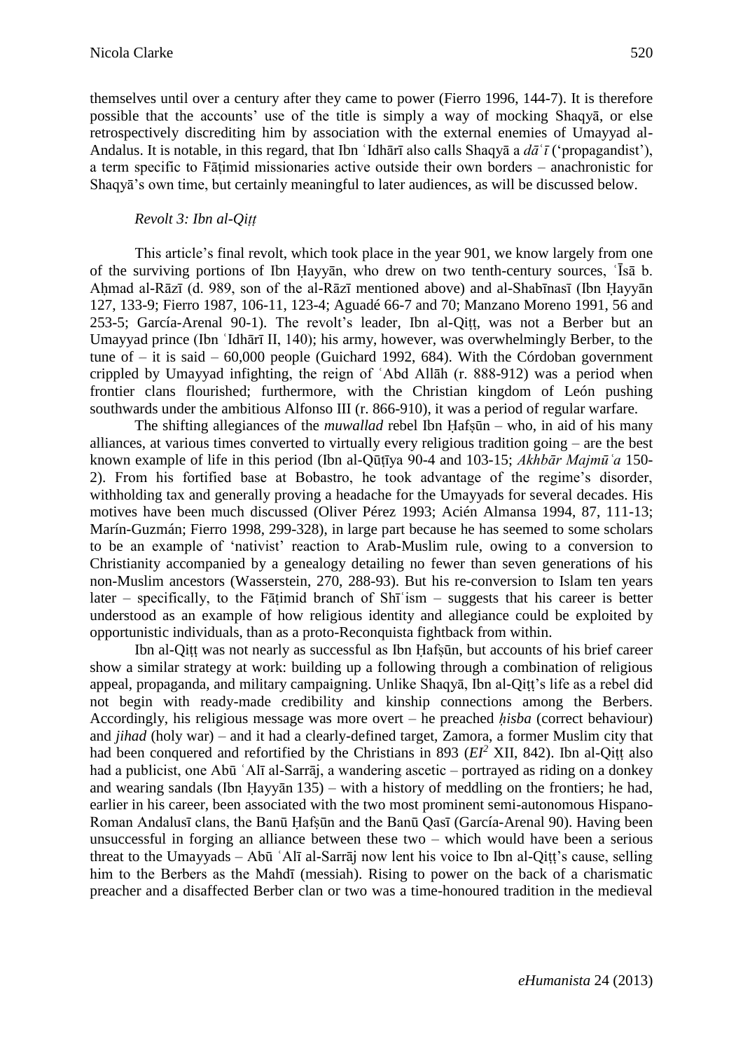themselves until over a century after they came to power (Fierro 1996, 144-7). It is therefore possible that the accounts' use of the title is simply a way of mocking Shaqyā, or else retrospectively discrediting him by association with the external enemies of Umayyad al-Andalus. It is notable, in this regard, that Ibn ʿIdhārī also calls Shaqyā a *dāʿī* ('propagandist'), a term specific to Fāṭimid missionaries active outside their own borders – anachronistic for Shaqyā's own time, but certainly meaningful to later audiences, as will be discussed below.

*Revolt 3: Ibn al-Qiṭṭ*

This article's final revolt, which took place in the year 901, we know largely from one of the surviving portions of Ibn Ḥayyān, who drew on two tenth-century sources, ʿĪsā b. Aḥmad al-Rāzī (d. 989, son of the al-Rāzī mentioned above) and al-Shabīnasī (Ibn Ḥayyān 127, 133-9; Fierro 1987, 106-11, 123-4; Aguadé 66-7 and 70; Manzano Moreno 1991, 56 and 253-5; García-Arenal 90-1). The revolt's leader, Ibn al-Qiṭṭ, was not a Berber but an Umayyad prince (Ibn ʿIdhārī II, 140); his army, however, was overwhelmingly Berber, to the tune of – it is said – 60,000 people (Guichard 1992, 684). With the Córdoban government crippled by Umayyad infighting, the reign of ʿAbd Allāh (r. 888-912) was a period when frontier clans flourished; furthermore, with the Christian kingdom of León pushing southwards under the ambitious Alfonso III (r. 866-910), it was a period of regular warfare.

The shifting allegiances of the *muwallad* rebel Ibn Ḥafṣūn – who, in aid of his many alliances, at various times converted to virtually every religious tradition going – are the best known example of life in this period (Ibn al-Qūṭīya 90-4 and 103-15; *Akhbār Majmūʿa* 150-2). From his fortified base at Bobastro, he took advantage of the regime's disorder, withholding tax and generally proving a headache for the Umayyads for several decades. His motives have been much discussed (Oliver Pérez 1993; Acién Almansa 1994, 87, 111-13; Marín-Guzmán; Fierro 1998, 299-328), in large part because he has seemed to some scholars to be an example of 'nativist' reaction to Arab-Muslim rule, owing to a conversion to Christianity accompanied by a genealogy detailing no fewer than seven generations of his non-Muslim ancestors (Wasserstein, 270, 288-93). But his re-conversion to Islam ten years later – specifically, to the Fāṭimid branch of Shīʿism – suggests that his career is better understood as an example of how religious identity and allegiance could be exploited by opportunistic individuals, than as a proto-Reconquista fightback from within.

Ibn al-Qiṭṭ was not nearly as successful as Ibn Ḥafṣūn, but accounts of his brief career show a similar strategy at work: building up a following through a combination of religious appeal, propaganda, and military campaigning. Unlike Shaqyā, Ibn al-Qiṭṭ's life as a rebel did not begin with ready-made credibility and kinship connections among the Berbers. Accordingly, his religious message was more overt – he preached *ḥisba* (correct behaviour) and *jihad* (holy war) – and it had a clearly-defined target, Zamora, a former Muslim city that had been conquered and refortified by the Christians in 893 (*EI*[2] XII, 842). Ibn al-Qiṭṭ also had a publicist, one Abū ʿAlī al-Sarrāj, a wandering ascetic – portrayed as riding on a donkey and wearing sandals (Ibn Ḥayyān 135) – with a history of meddling on the frontiers; he had, earlier in his career, been associated with the two most prominent semi-autonomous Hispano-Roman Andalusī clans, the Banū Ḥafṣūn and the Banū Qasī (García-Arenal 90). Having been unsuccessful in forging an alliance between these two – which would have been a serious threat to the Umayyads – Abū ʿAlī al-Sarrāj now lent his voice to Ibn al-Qiṭṭ's cause, selling him to the Berbers as the Mahdī (messiah). Rising to power on the back of a charismatic preacher and a disaffected Berber clan or two was a time-honoured tradition in the medieval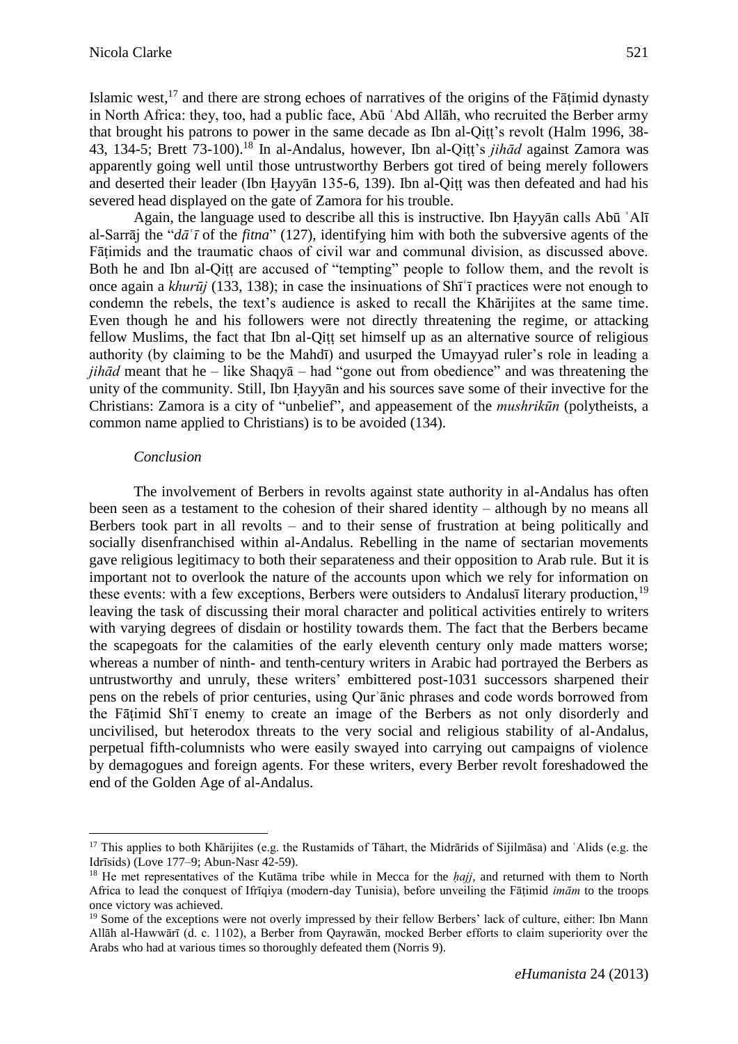Islamic west,[17] and there are strong echoes of narratives of the origins of the Fāṭimid dynasty in North Africa: they, too, had a public face, Abū ʿAbd Allāh, who recruited the Berber army that brought his patrons to power in the same decade as Ibn al-Qiṭṭ's revolt (Halm 1996, 38-43, 134-5; Brett 73-100).[18] In al-Andalus, however, Ibn al-Qiṭṭ's *jihād* against Zamora was apparently going well until those untrustworthy Berbers got tired of being merely followers and deserted their leader (Ibn Ḥayyān 135-6, 139). Ibn al-Qiṭṭ was then defeated and had his severed head displayed on the gate of Zamora for his trouble.

Again, the language used to describe all this is instructive. Ibn Ḥayyān calls Abū ʿAlī al-Sarrāj the "*dāʿī* of the *fitna*" (127), identifying him with both the subversive agents of the Fāṭimids and the traumatic chaos of civil war and communal division, as discussed above. Both he and Ibn al-Qiṭṭ are accused of "tempting" people to follow them, and the revolt is once again a *khurūj* (133, 138); in case the insinuations of Shīʿī practices were not enough to condemn the rebels, the text's audience is asked to recall the Khārijites at the same time. Even though he and his followers were not directly threatening the regime, or attacking fellow Muslims, the fact that Ibn al-Qiṭṭ set himself up as an alternative source of religious authority (by claiming to be the Mahdī) and usurped the Umayyad ruler's role in leading a *jihād* meant that he – like Shaqyā – had "gone out from obedience" and was threatening the unity of the community. Still, Ibn Ḥayyān and his sources save some of their invective for the Christians: Zamora is a city of "unbelief", and appeasement of the *mushrikūn* (polytheists, a common name applied to Christians) is to be avoided (134).

*Conclusion*

The involvement of Berbers in revolts against state authority in al-Andalus has often been seen as a testament to the cohesion of their shared identity – although by no means all Berbers took part in all revolts – and to their sense of frustration at being politically and socially disenfranchised within al-Andalus. Rebelling in the name of sectarian movements gave religious legitimacy to both their separateness and their opposition to Arab rule. But it is important not to overlook the nature of the accounts upon which we rely for information on these events: with a few exceptions, Berbers were outsiders to Andalusī literary production,[19] leaving the task of discussing their moral character and political activities entirely to writers with varying degrees of disdain or hostility towards them. The fact that the Berbers became the scapegoats for the calamities of the early eleventh century only made matters worse; whereas a number of ninth- and tenth-century writers in Arabic had portrayed the Berbers as untrustworthy and unruly, these writers' embittered post-1031 successors sharpened their pens on the rebels of prior centuries, using Qurʾānic phrases and code words borrowed from the Fāṭimid Shīʿī enemy to create an image of the Berbers as not only disorderly and uncivilised, but heterodox threats to the very social and religious stability of al-Andalus, perpetual fifth-columnists who were easily swayed into carrying out campaigns of violence by demagogues and foreign agents. For these writers, every Berber revolt foreshadowed the end of the Golden Age of al-Andalus.

---

[17] This applies to both Khārijites (e.g. the Rustamids of Tāhart, the Midrārids of Sijilmāsa) and ʿAlids (e.g. the Idrīsids) (Love 177–9; Abun-Nasr 42-59).

[18] He met representatives of the Kutāma tribe while in Mecca for the *ḥajj*, and returned with them to North Africa to lead the conquest of Ifrīqiya (modern-day Tunisia), before unveiling the Fāṭimid *imām* to the troops once victory was achieved.

[19] Some of the exceptions were not overly impressed by their fellow Berbers' lack of culture, either: Ibn Mann Allāh al-Hawwārī (d. c. 1102), a Berber from Qayrawān, mocked Berber efforts to claim superiority over the Arabs who had at various times so thoroughly defeated them (Norris 9).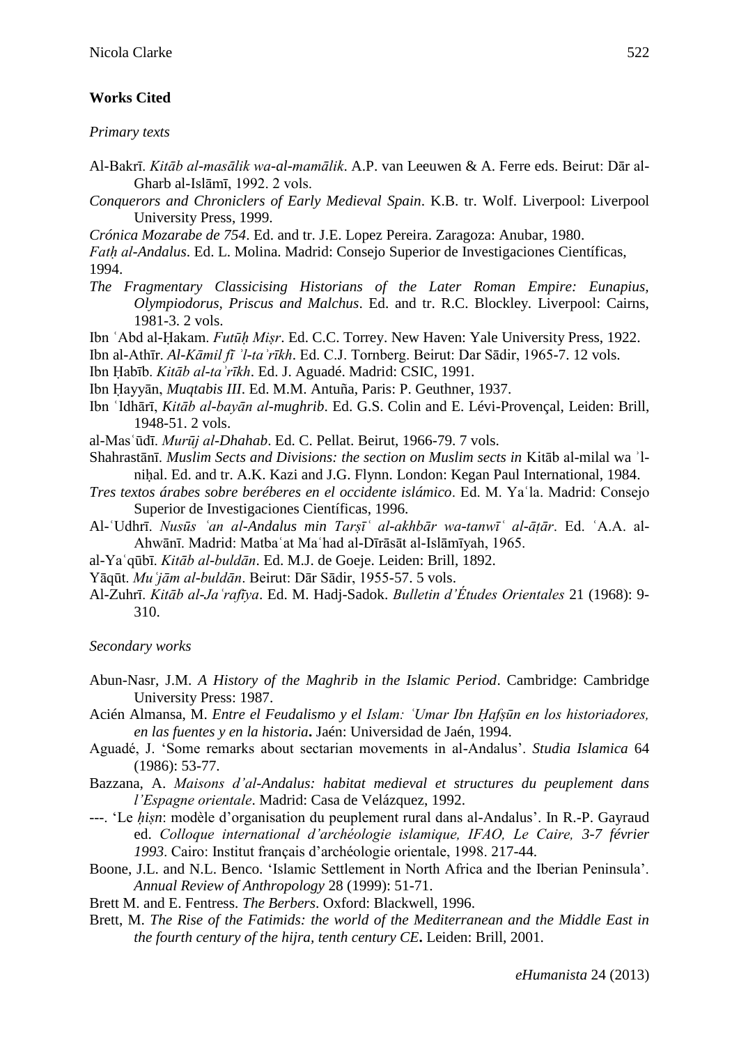**Works Cited**

*Primary texts*

Al-Bakrī. *Kitāb al-masālik wa-al-mamālik*. A.P. van Leeuwen & A. Ferre eds. Beirut: Dār al-Gharb al-Islāmī, 1992. 2 vols.

*Conquerors and Chroniclers of Early Medieval Spain*. K.B. tr. Wolf. Liverpool: Liverpool University Press, 1999.

*Crónica Mozarabe de 754*. Ed. and tr. J.E. Lopez Pereira. Zaragoza: Anubar, 1980.

*Fatḥ al-Andalus*. Ed. L. Molina. Madrid: Consejo Superior de Investigaciones Científicas, 1994.

*The Fragmentary Classicising Historians of the Later Roman Empire: Eunapius, Olympiodorus, Priscus and Malchus*. Ed. and tr. R.C. Blockley. Liverpool: Cairns, 1981-3. 2 vols.

Ibn ʿAbd al-Ḥakam. *Futūḥ Miṣr*. Ed. C.C. Torrey. New Haven: Yale University Press, 1922.

Ibn al-Athīr. *Al-Kāmil fī ʾl-taʾrīkh*. Ed. C.J. Tornberg. Beirut: Dar Sādir, 1965-7. 12 vols.

Ibn Ḥabīb. *Kitāb al-taʾrīkh*. Ed. J. Aguadé. Madrid: CSIC, 1991.

Ibn Ḥayyān, *Muqtabis III*. Ed. M.M. Antuña, Paris: P. Geuthner, 1937.

Ibn ʿIdhārī, *Kitāb al-bayān al-mughrib*. Ed. G.S. Colin and E. Lévi-Provençal, Leiden: Brill, 1948-51. 2 vols.

al-Masʿūdī. *Murūj al-Dhahab*. Ed. C. Pellat. Beirut, 1966-79. 7 vols.

Shahrastānī. *Muslim Sects and Divisions: the section on Muslim sects in* Kitāb al-milal wa ʾl-niḥal. Ed. and tr. A.K. Kazi and J.G. Flynn. London: Kegan Paul International, 1984.

*Tres textos árabes sobre beréberes en el occidente islámico*. Ed. M. Yaʿla. Madrid: Consejo Superior de Investigaciones Científicas, 1996.

Al-ʿUdhrī. *Nusūs ʿan al-Andalus min Tarṣīʿ al-akhbār wa-tanwīʿ al-āṭār*. Ed. ʿA.A. al-Ahwānī. Madrid: Matbaʿat Maʿhad al-Dīrāsāt al-Islāmīyah, 1965.

al-Yaʿqūbī. *Kitāb al-buldān*. Ed. M.J. de Goeje. Leiden: Brill, 1892.

Yāqūt. *Muʿjām al-buldān*. Beirut: Dār Sādir, 1955-57. 5 vols.

Al-Zuhrī. *Kitāb al-Jaʿrafīya*. Ed. M. Hadj-Sadok. *Bulletin d'Études Orientales* 21 (1968): 9-310.

*Secondary works*

Abun-Nasr, J.M. *A History of the Maghrib in the Islamic Period*. Cambridge: Cambridge University Press: 1987.

Acién Almansa, M. *Entre el Feudalismo y el Islam: ʿUmar Ibn Ḥafṣūn en los historiadores, en las fuentes y en la historia***.** Jaén: Universidad de Jaén, 1994.

Aguadé, J. 'Some remarks about sectarian movements in al-Andalus'. *Studia Islamica* 64 (1986): 53-77.

Bazzana, A. *Maisons d'al-Andalus: habitat medieval et structures du peuplement dans l'Espagne orientale*. Madrid: Casa de Velázquez, 1992.

---. 'Le *ḥiṣn*: modèle d'organisation du peuplement rural dans al-Andalus'. In R.-P. Gayraud ed. *Colloque international d'archéologie islamique, IFAO, Le Caire, 3-7 février 1993*. Cairo: Institut français d'archéologie orientale, 1998. 217-44.

Boone, J.L. and N.L. Benco. 'Islamic Settlement in North Africa and the Iberian Peninsula'. *Annual Review of Anthropology* 28 (1999): 51-71.

Brett M. and E. Fentress. *The Berbers*. Oxford: Blackwell, 1996.

Brett, M. *The Rise of the Fatimids: the world of the Mediterranean and the Middle East in the fourth century of the hijra, tenth century CE***.** Leiden: Brill, 2001.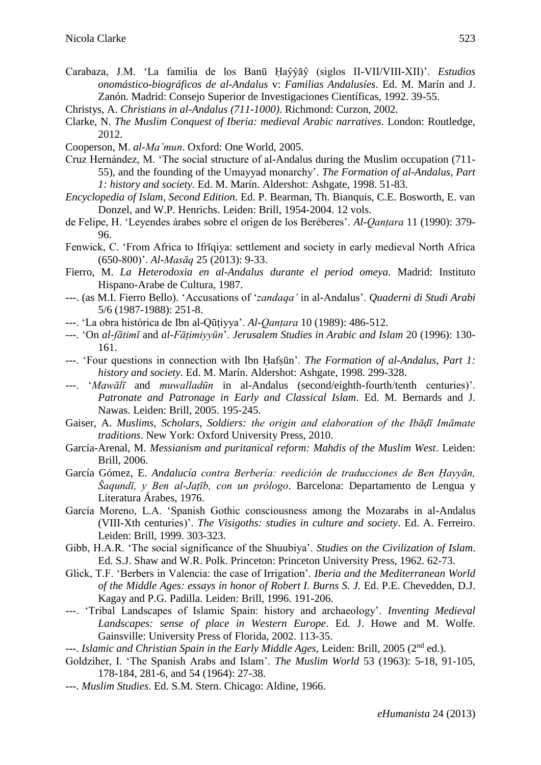Carabaza, J.M. 'La familia de los Banū Ḥaŷŷāŷ (siglos II-VII/VIII-XII)'. *Estudios onomástico-biográficos de al-Andalus* v: *Familias Andalusíes*. Ed. M. Marín and J. Zanón. Madrid: Consejo Superior de Investigaciones Científicas, 1992. 39-55.

Christys, A. *Christians in al-Andalus (711-1000)*. Richmond: Curzon, 2002.

Clarke, N. *The Muslim Conquest of Iberia: medieval Arabic narratives*. London: Routledge, 2012.

Cooperson, M. *al-Ma'mun*. Oxford: One World, 2005.

Cruz Hernández, M. 'The social structure of al-Andalus during the Muslim occupation (711-55), and the founding of the Umayyad monarchy'. *The Formation of al-Andalus, Part 1: history and society*. Ed. M. Marín. Aldershot: Ashgate, 1998. 51-83.

*Encyclopedia of Islam, Second Edition*. Ed. P. Bearman, Th. Bianquis, C.E. Bosworth, E. van Donzel, and W.P. Henrichs. Leiden: Brill, 1954-2004. 12 vols.

de Felipe, H. 'Leyendes árabes sobre el origen de los Beréberes'. *Al-Qanṭara* 11 (1990): 379-96.

Fenwick, C. 'From Africa to Ifrīqiya: settlement and society in early medieval North Africa (650-800)'. *Al-Masāq* 25 (2013): 9-33.

Fierro, M. *La Heterodoxia en al-Andalus durante el period omeya*. Madrid: Instituto Hispano-Arabe de Cultura, 1987.

---. (as M.I. Fierro Bello). 'Accusations of '*zandaqa'* in al-Andalus'. *Quaderni di Studi Arabi* 5/6 (1987-1988): 251-8.

---. 'La obra histórica de Ibn al-Qūṭiyya'. *Al-Qanṭara* 10 (1989): 486-512.

---. 'On *al-fātimī* and *al-Fāṭimiyyūn*'. *Jerusalem Studies in Arabic and Islam* 20 (1996): 130-161.

---. 'Four questions in connection with Ibn Ḥafṣūn'. *The Formation of al-Andalus, Part 1: history and society*. Ed. M. Marín. Aldershot: Ashgate, 1998. 299-328.

---. '*Mawālī* and *muwalladūn* in al-Andalus (second/eighth-fourth/tenth centuries)'. *Patronate and Patronage in Early and Classical Islam*. Ed. M. Bernards and J. Nawas. Leiden: Brill, 2005. 195-245.

Gaiser, A. *Muslims, Scholars, Soldiers: the origin and elaboration of the Ibāḍī Imāmate traditions*. New York: Oxford University Press, 2010.

García-Arenal, M. *Messianism and puritanical reform: Mahdis of the Muslim West*. Leiden: Brill, 2006.

García Gómez, E. *Andalucía contra Berbería: reedición de traducciones de Ben Ḥayyān, Šaqundī, y Ben al-Jaṭīb, con un prólogo*. Barcelona: Departamento de Lengua y Literatura Árabes, 1976.

García Moreno, L.A. 'Spanish Gothic consciousness among the Mozarabs in al-Andalus (VIII-Xth centuries)'. *The Visigoths: studies in culture and society*. Ed. A. Ferreiro. Leiden: Brill, 1999. 303-323.

Gibb, H.A.R. 'The social significance of the Shuubiya'. *Studies on the Civilization of Islam*. Ed. S.J. Shaw and W.R. Polk. Princeton: Princeton University Press, 1962. 62-73.

Glick, T.F. 'Berbers in Valencia: the case of Irrigation'. *Iberia and the Mediterranean World of the Middle Ages: essays in honor of Robert I. Burns S. J.* Ed. P.E. Chevedden, D.J. Kagay and P.G. Padilla. Leiden: Brill, 1996. 191-206.

---. 'Tribal Landscapes of Islamic Spain: history and archaeology'. *Inventing Medieval Landscapes: sense of place in Western Europe*. Ed. J. Howe and M. Wolfe. Gainsville: University Press of Florida, 2002. 113-35.

---. *Islamic and Christian Spain in the Early Middle Ages*, Leiden: Brill, 2005 (2nd ed.).

Goldziher, I. 'The Spanish Arabs and Islam'. *The Muslim World* 53 (1963): 5-18, 91-105, 178-184, 281-6, and 54 (1964): 27-38.

---. *Muslim Studies*. Ed. S.M. Stern. Chicago: Aldine, 1966.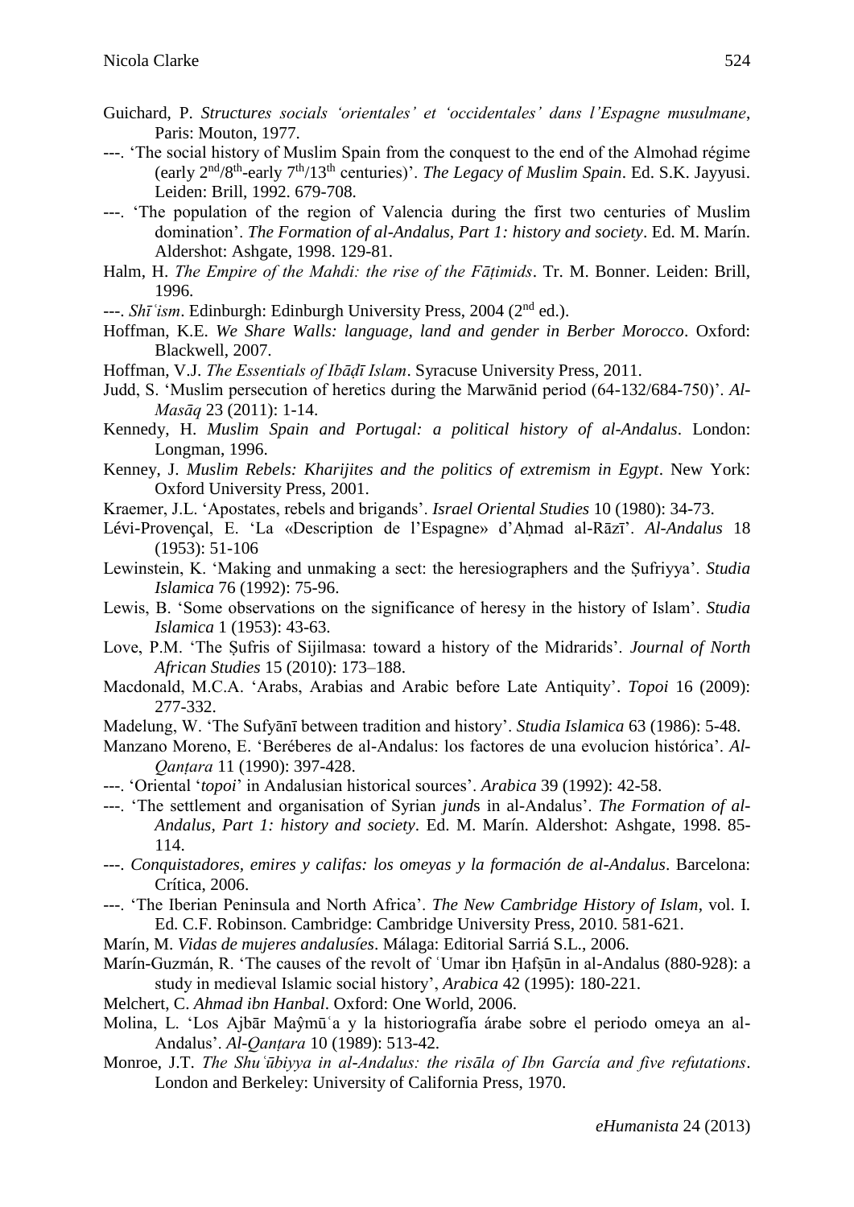Guichard, P. *Structures socials 'orientales' et 'occidentales' dans l'Espagne musulmane*, Paris: Mouton, 1977.

---. 'The social history of Muslim Spain from the conquest to the end of the Almohad régime (early 2nd/8th-early 7th/13th centuries)'. *The Legacy of Muslim Spain*. Ed. S.K. Jayyusi. Leiden: Brill, 1992. 679-708.

---. 'The population of the region of Valencia during the first two centuries of Muslim domination'. *The Formation of al-Andalus, Part 1: history and society*. Ed. M. Marín. Aldershot: Ashgate, 1998. 129-81.

Halm, H. *The Empire of the Mahdi: the rise of the Fāṭimids*. Tr. M. Bonner. Leiden: Brill, 1996.

---. *Shīʿism*. Edinburgh: Edinburgh University Press, 2004 (2nd ed.).

Hoffman, K.E. *We Share Walls: language, land and gender in Berber Morocco*. Oxford: Blackwell, 2007.

Hoffman, V.J. *The Essentials of Ibāḍī Islam*. Syracuse University Press, 2011.

Judd, S. 'Muslim persecution of heretics during the Marwānid period (64-132/684-750)'. *Al-Masāq* 23 (2011): 1-14.

Kennedy, H. *Muslim Spain and Portugal: a political history of al-Andalus*. London: Longman, 1996.

Kenney, J. *Muslim Rebels: Kharijites and the politics of extremism in Egypt*. New York: Oxford University Press, 2001.

Kraemer, J.L. 'Apostates, rebels and brigands'. *Israel Oriental Studies* 10 (1980): 34-73.

Lévi-Provençal, E. 'La «Description de l'Espagne» d'Aḥmad al-Rāzī'. *Al-Andalus* 18 (1953): 51-106

Lewinstein, K. 'Making and unmaking a sect: the heresiographers and the Ṣufriyya'. *Studia Islamica* 76 (1992): 75-96.

Lewis, B. 'Some observations on the significance of heresy in the history of Islam'. *Studia Islamica* 1 (1953): 43-63.

Love, P.M. 'The Ṣufris of Sijilmasa: toward a history of the Midrarids'. *Journal of North African Studies* 15 (2010): 173–188.

Macdonald, M.C.A. 'Arabs, Arabias and Arabic before Late Antiquity'. *Topoi* 16 (2009): 277-332.

Madelung, W. 'The Sufyānī between tradition and history'. *Studia Islamica* 63 (1986): 5-48.

Manzano Moreno, E. 'Beréberes de al-Andalus: los factores de una evolucion histórica'. *Al-Qanṭara* 11 (1990): 397-428.

---. 'Oriental '*topoi*' in Andalusian historical sources'. *Arabica* 39 (1992): 42-58.

---. 'The settlement and organisation of Syrian *jund*s in al-Andalus'. *The Formation of al-Andalus, Part 1: history and society*. Ed. M. Marín. Aldershot: Ashgate, 1998. 85-114.

---. *Conquistadores, emires y califas: los omeyas y la formación de al-Andalus*. Barcelona: Crítica, 2006.

---. 'The Iberian Peninsula and North Africa'. *The New Cambridge History of Islam*, vol. I. Ed. C.F. Robinson. Cambridge: Cambridge University Press, 2010. 581-621.

Marín, M. *Vidas de mujeres andalusíes*. Málaga: Editorial Sarriá S.L., 2006.

Marín-Guzmán, R. 'The causes of the revolt of ʿUmar ibn Ḥafṣūn in al-Andalus (880-928): a study in medieval Islamic social history', *Arabica* 42 (1995): 180-221.

Melchert, C. *Ahmad ibn Hanbal*. Oxford: One World, 2006.

Molina, L. 'Los Ajbār Maŷmūʿa y la historiografía árabe sobre el periodo omeya an al-Andalus'. *Al-Qanṭara* 10 (1989): 513-42.

Monroe, J.T. *The Shuʿūbiyya in al-Andalus: the risāla of Ibn García and five refutations*. London and Berkeley: University of California Press, 1970.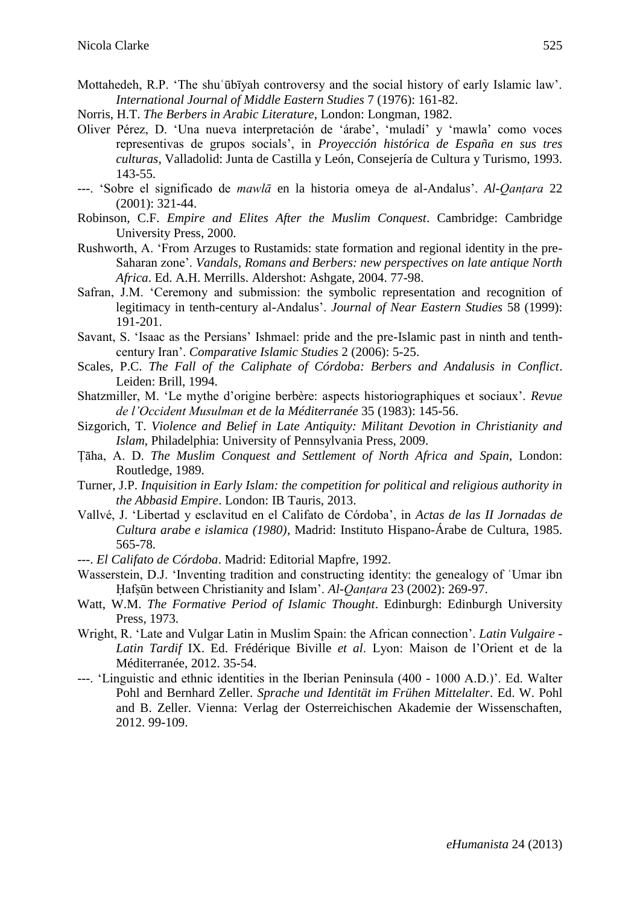Mottahedeh, R.P. 'The shuʿūbīyah controversy and the social history of early Islamic law'. *International Journal of Middle Eastern Studies* 7 (1976): 161-82.

Norris, H.T. *The Berbers in Arabic Literature*, London: Longman, 1982.

Oliver Pérez, D. 'Una nueva interpretación de 'árabe', 'muladí' y 'mawla' como voces representivas de grupos socials', in *Proyección histórica de España en sus tres culturas*, Valladolid: Junta de Castilla y León, Consejería de Cultura y Turismo, 1993. 143-55.

---. 'Sobre el significado de *mawlā* en la historia omeya de al-Andalus'. *Al-Qanṭara* 22 (2001): 321-44.

Robinson, C.F. *Empire and Elites After the Muslim Conquest*. Cambridge: Cambridge University Press, 2000.

Rushworth, A. 'From Arzuges to Rustamids: state formation and regional identity in the pre-Saharan zone'. *Vandals, Romans and Berbers: new perspectives on late antique North Africa*. Ed. A.H. Merrills. Aldershot: Ashgate, 2004. 77-98.

Safran, J.M. 'Ceremony and submission: the symbolic representation and recognition of legitimacy in tenth-century al-Andalus'. *Journal of Near Eastern Studies* 58 (1999): 191-201.

Savant, S. 'Isaac as the Persians' Ishmael: pride and the pre-Islamic past in ninth and tenth-century Iran'. *Comparative Islamic Studies* 2 (2006): 5-25.

Scales, P.C. *The Fall of the Caliphate of Córdoba: Berbers and Andalusis in Conflict*. Leiden: Brill, 1994.

Shatzmiller, M. 'Le mythe d'origine berbère: aspects historiographiques et sociaux'. *Revue de l'Occident Musulman et de la Méditerranée* 35 (1983): 145-56.

Sizgorich, T. *Violence and Belief in Late Antiquity: Militant Devotion in Christianity and Islam*, Philadelphia: University of Pennsylvania Press, 2009.

Ṭāha, A. D. *The Muslim Conquest and Settlement of North Africa and Spain*, London: Routledge, 1989.

Turner, J.P. *Inquisition in Early Islam: the competition for political and religious authority in the Abbasid Empire*. London: IB Tauris, 2013.

Vallvé, J. 'Libertad y esclavitud en el Califato de Córdoba', in *Actas de las II Jornadas de Cultura arabe e islamica (1980)*, Madrid: Instituto Hispano-Árabe de Cultura, 1985. 565-78.

---. *El Califato de Córdoba*. Madrid: Editorial Mapfre, 1992.

Wasserstein, D.J. 'Inventing tradition and constructing identity: the genealogy of ʿUmar ibn Ḥafṣūn between Christianity and Islam'. *Al-Qanṭara* 23 (2002): 269-97.

Watt, W.M. *The Formative Period of Islamic Thought*. Edinburgh: Edinburgh University Press, 1973.

Wright, R. 'Late and Vulgar Latin in Muslim Spain: the African connection'. *Latin Vulgaire - Latin Tardif* IX. Ed. Frédérique Biville *et al*. Lyon: Maison de l'Orient et de la Méditerranée, 2012. 35-54.

---. 'Linguistic and ethnic identities in the Iberian Peninsula (400 - 1000 A.D.)'. Ed. Walter Pohl and Bernhard Zeller. *Sprache und Identität im Frühen Mittelalter*. Ed. W. Pohl and B. Zeller. Vienna: Verlag der Osterreichischen Akademie der Wissenschaften, 2012. 99-109.